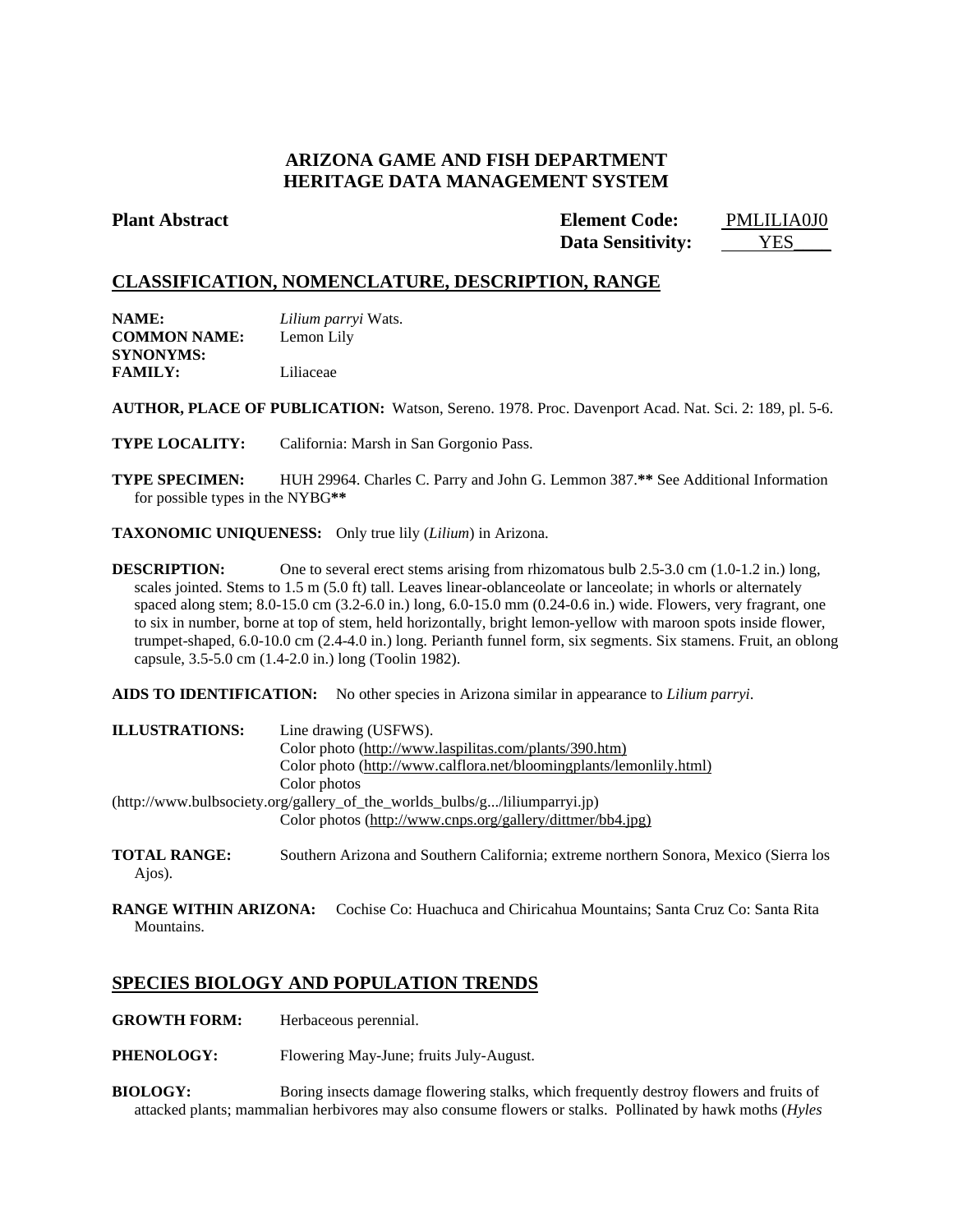# ARIZONA GAME AND FISH DEPARTMENT
# HERITAGE DATA MANAGEMENT SYSTEM

**Plant Abstract**

**Element Code:** PMLILIA0J0
**Data Sensitivity:** YES

## CLASSIFICATION, NOMENCLATURE, DESCRIPTION, RANGE

**NAME:** *Lilium parryi* Wats.
**COMMON NAME:** Lemon Lily
**SYNONYMS:**
**FAMILY:** Liliaceae

**AUTHOR, PLACE OF PUBLICATION:** Watson, Sereno. 1978. Proc. Davenport Acad. Nat. Sci. 2: 189, pl. 5-6.

**TYPE LOCALITY:** California: Marsh in San Gorgonio Pass.

**TYPE SPECIMEN:** HUH 29964. Charles C. Parry and John G. Lemmon 387.**** See Additional Information for possible types in the NYBG****

**TAXONOMIC UNIQUENESS:** Only true lily (*Lilium*) in Arizona.

**DESCRIPTION:** One to several erect stems arising from rhizomatous bulb 2.5-3.0 cm (1.0-1.2 in.) long, scales jointed. Stems to 1.5 m (5.0 ft) tall. Leaves linear-oblanceolate or lanceolate; in whorls or alternately spaced along stem; 8.0-15.0 cm (3.2-6.0 in.) long, 6.0-15.0 mm (0.24-0.6 in.) wide. Flowers, very fragrant, one to six in number, borne at top of stem, held horizontally, bright lemon-yellow with maroon spots inside flower, trumpet-shaped, 6.0-10.0 cm (2.4-4.0 in.) long. Perianth funnel form, six segments. Six stamens. Fruit, an oblong capsule, 3.5-5.0 cm (1.4-2.0 in.) long (Toolin 1982).

**AIDS TO IDENTIFICATION:** No other species in Arizona similar in appearance to *Lilium parryi*.

**ILLUSTRATIONS:** Line drawing (USFWS).
Color photo (http://www.laspilitas.com/plants/390.htm)
Color photo (http://www.calflora.net/bloomingplants/lemonlily.html)
Color photos (http://www.bulbsociety.org/gallery_of_the_worlds_bulbs/g.../liliumparryi.jp)
Color photos (http://www.cnps.org/gallery/dittmer/bb4.jpg)

**TOTAL RANGE:** Southern Arizona and Southern California; extreme northern Sonora, Mexico (Sierra los Ajos).

**RANGE WITHIN ARIZONA:** Cochise Co: Huachuca and Chiricahua Mountains; Santa Cruz Co: Santa Rita Mountains.

## SPECIES BIOLOGY AND POPULATION TRENDS

**GROWTH FORM:** Herbaceous perennial.

**PHENOLOGY:** Flowering May-June; fruits July-August.

**BIOLOGY:** Boring insects damage flowering stalks, which frequently destroy flowers and fruits of attacked plants; mammalian herbivores may also consume flowers or stalks. Pollinated by hawk moths (*Hyles*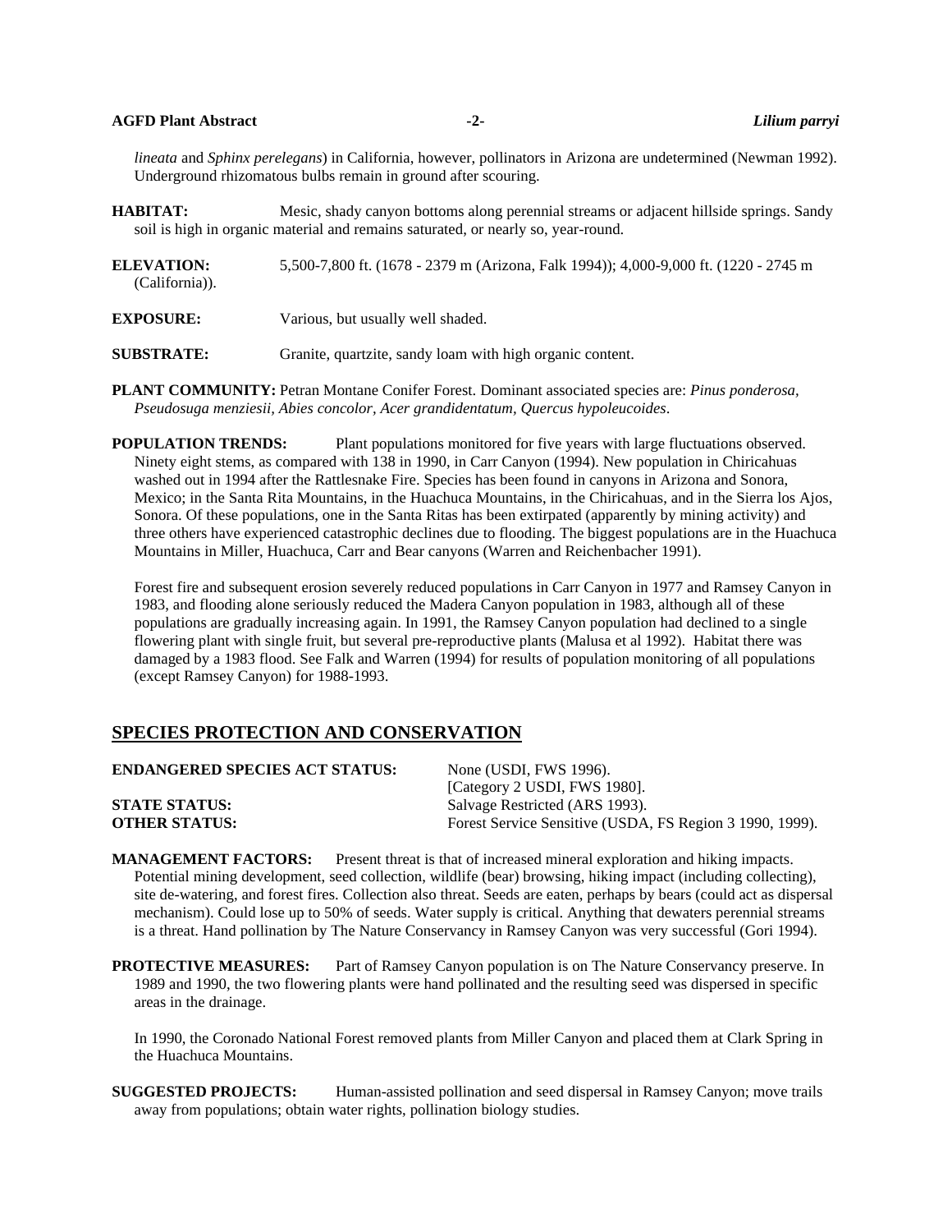*lineata* and *Sphinx perelegans*) in California, however, pollinators in Arizona are undetermined (Newman 1992). Underground rhizomatous bulbs remain in ground after scouring.

**HABITAT:** Mesic, shady canyon bottoms along perennial streams or adjacent hillside springs. Sandy soil is high in organic material and remains saturated, or nearly so, year-round.

**ELEVATION:** 5,500-7,800 ft. (1678 - 2379 m (Arizona, Falk 1994)); 4,000-9,000 ft. (1220 - 2745 m (California)).

**EXPOSURE:** Various, but usually well shaded.

**SUBSTRATE:** Granite, quartzite, sandy loam with high organic content.

**PLANT COMMUNITY:** Petran Montane Conifer Forest. Dominant associated species are: *Pinus ponderosa, Pseudosuga menziesii, Abies concolor, Acer grandidentatum, Quercus hypoleucoides*.

**POPULATION TRENDS:** Plant populations monitored for five years with large fluctuations observed. Ninety eight stems, as compared with 138 in 1990, in Carr Canyon (1994). New population in Chiricahuas washed out in 1994 after the Rattlesnake Fire. Species has been found in canyons in Arizona and Sonora, Mexico; in the Santa Rita Mountains, in the Huachuca Mountains, in the Chiricahuas, and in the Sierra los Ajos, Sonora. Of these populations, one in the Santa Ritas has been extirpated (apparently by mining activity) and three others have experienced catastrophic declines due to flooding. The biggest populations are in the Huachuca Mountains in Miller, Huachuca, Carr and Bear canyons (Warren and Reichenbacher 1991).

Forest fire and subsequent erosion severely reduced populations in Carr Canyon in 1977 and Ramsey Canyon in 1983, and flooding alone seriously reduced the Madera Canyon population in 1983, although all of these populations are gradually increasing again. In 1991, the Ramsey Canyon population had declined to a single flowering plant with single fruit, but several pre-reproductive plants (Malusa et al 1992). Habitat there was damaged by a 1983 flood. See Falk and Warren (1994) for results of population monitoring of all populations (except Ramsey Canyon) for 1988-1993.

## SPECIES PROTECTION AND CONSERVATION

**ENDANGERED SPECIES ACT STATUS:** None (USDI, FWS 1996).
[Category 2 USDI, FWS 1980].
**STATE STATUS:** Salvage Restricted (ARS 1993).
**OTHER STATUS:** Forest Service Sensitive (USDA, FS Region 3 1990, 1999).

**MANAGEMENT FACTORS:** Present threat is that of increased mineral exploration and hiking impacts. Potential mining development, seed collection, wildlife (bear) browsing, hiking impact (including collecting), site de-watering, and forest fires. Collection also threat. Seeds are eaten, perhaps by bears (could act as dispersal mechanism). Could lose up to 50% of seeds. Water supply is critical. Anything that dewaters perennial streams is a threat. Hand pollination by The Nature Conservancy in Ramsey Canyon was very successful (Gori 1994).

**PROTECTIVE MEASURES:** Part of Ramsey Canyon population is on The Nature Conservancy preserve. In 1989 and 1990, the two flowering plants were hand pollinated and the resulting seed was dispersed in specific areas in the drainage.

In 1990, the Coronado National Forest removed plants from Miller Canyon and placed them at Clark Spring in the Huachuca Mountains.

**SUGGESTED PROJECTS:** Human-assisted pollination and seed dispersal in Ramsey Canyon; move trails away from populations; obtain water rights, pollination biology studies.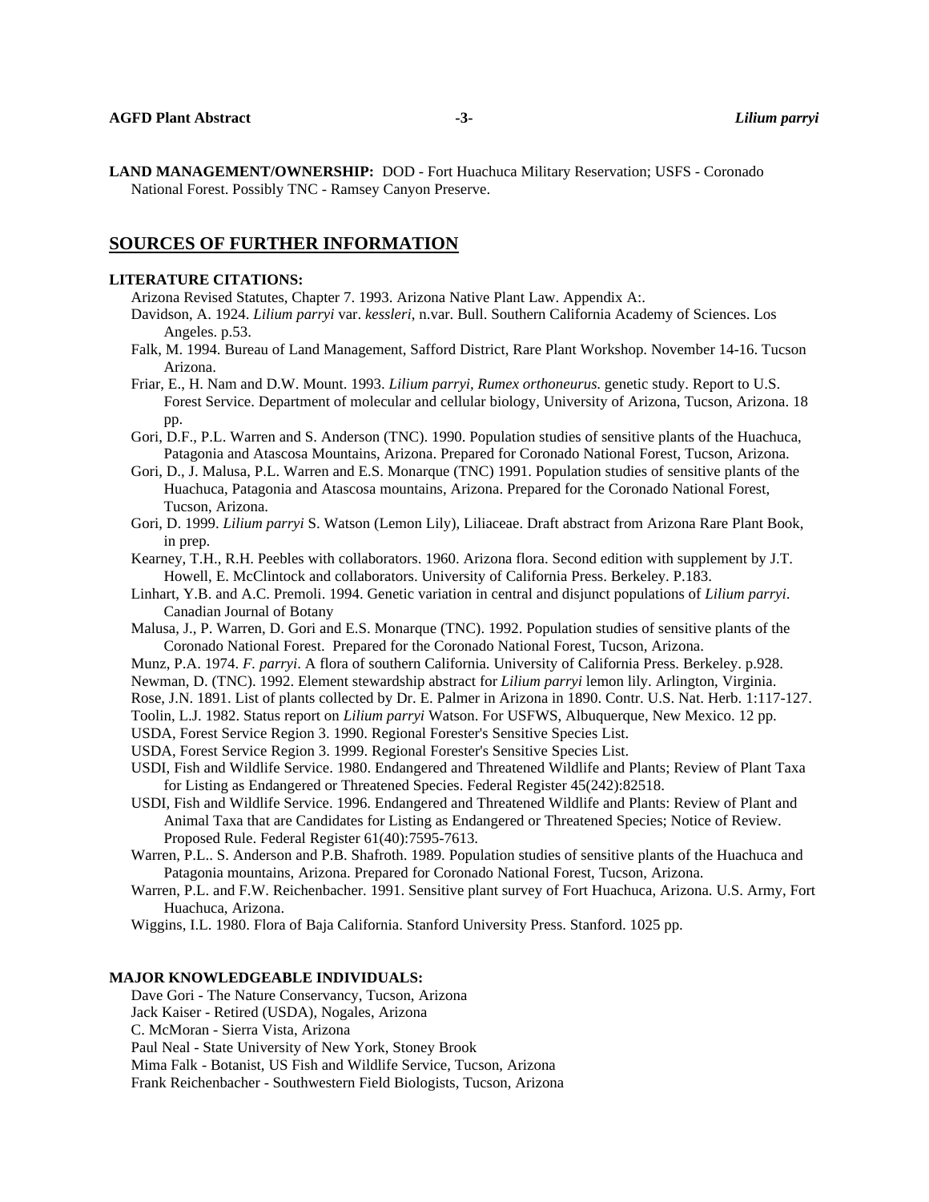**LAND MANAGEMENT/OWNERSHIP:** DOD - Fort Huachuca Military Reservation; USFS - Coronado National Forest. Possibly TNC - Ramsey Canyon Preserve.

## SOURCES OF FURTHER INFORMATION

**LITERATURE CITATIONS:**

Arizona Revised Statutes, Chapter 7. 1993. Arizona Native Plant Law. Appendix A:.

Davidson, A. 1924. *Lilium parryi* var. *kessleri*, n.var. Bull. Southern California Academy of Sciences. Los Angeles. p.53.

Falk, M. 1994. Bureau of Land Management, Safford District, Rare Plant Workshop. November 14-16. Tucson Arizona.

Friar, E., H. Nam and D.W. Mount. 1993. *Lilium parryi, Rumex orthoneurus.* genetic study. Report to U.S. Forest Service. Department of molecular and cellular biology, University of Arizona, Tucson, Arizona. 18 pp.

Gori, D.F., P.L. Warren and S. Anderson (TNC). 1990. Population studies of sensitive plants of the Huachuca, Patagonia and Atascosa Mountains, Arizona. Prepared for Coronado National Forest, Tucson, Arizona.

Gori, D., J. Malusa, P.L. Warren and E.S. Monarque (TNC) 1991. Population studies of sensitive plants of the Huachuca, Patagonia and Atascosa mountains, Arizona. Prepared for the Coronado National Forest, Tucson, Arizona.

Gori, D. 1999. *Lilium parryi* S. Watson (Lemon Lily), Liliaceae. Draft abstract from Arizona Rare Plant Book, in prep.

Kearney, T.H., R.H. Peebles with collaborators. 1960. Arizona flora. Second edition with supplement by J.T. Howell, E. McClintock and collaborators. University of California Press. Berkeley. P.183.

Linhart, Y.B. and A.C. Premoli. 1994. Genetic variation in central and disjunct populations of *Lilium parryi*. Canadian Journal of Botany

Malusa, J., P. Warren, D. Gori and E.S. Monarque (TNC). 1992. Population studies of sensitive plants of the Coronado National Forest. Prepared for the Coronado National Forest, Tucson, Arizona.

Munz, P.A. 1974. *F. parryi*. A flora of southern California. University of California Press. Berkeley. p.928.

Newman, D. (TNC). 1992. Element stewardship abstract for *Lilium parryi* lemon lily. Arlington, Virginia.

Rose, J.N. 1891. List of plants collected by Dr. E. Palmer in Arizona in 1890. Contr. U.S. Nat. Herb. 1:117-127.

Toolin, L.J. 1982. Status report on *Lilium parryi* Watson. For USFWS, Albuquerque, New Mexico. 12 pp.

USDA, Forest Service Region 3. 1990. Regional Forester's Sensitive Species List.

USDA, Forest Service Region 3. 1999. Regional Forester's Sensitive Species List.

USDI, Fish and Wildlife Service. 1980. Endangered and Threatened Wildlife and Plants; Review of Plant Taxa for Listing as Endangered or Threatened Species. Federal Register 45(242):82518.

USDI, Fish and Wildlife Service. 1996. Endangered and Threatened Wildlife and Plants: Review of Plant and Animal Taxa that are Candidates for Listing as Endangered or Threatened Species; Notice of Review. Proposed Rule. Federal Register 61(40):7595-7613.

Warren, P.L.. S. Anderson and P.B. Shafroth. 1989. Population studies of sensitive plants of the Huachuca and Patagonia mountains, Arizona. Prepared for Coronado National Forest, Tucson, Arizona.

Warren, P.L. and F.W. Reichenbacher. 1991. Sensitive plant survey of Fort Huachuca, Arizona. U.S. Army, Fort Huachuca, Arizona.

Wiggins, I.L. 1980. Flora of Baja California. Stanford University Press. Stanford. 1025 pp.

**MAJOR KNOWLEDGEABLE INDIVIDUALS:**

Dave Gori - The Nature Conservancy, Tucson, Arizona
Jack Kaiser - Retired (USDA), Nogales, Arizona
C. McMoran - Sierra Vista, Arizona
Paul Neal - State University of New York, Stoney Brook
Mima Falk - Botanist, US Fish and Wildlife Service, Tucson, Arizona
Frank Reichenbacher - Southwestern Field Biologists, Tucson, Arizona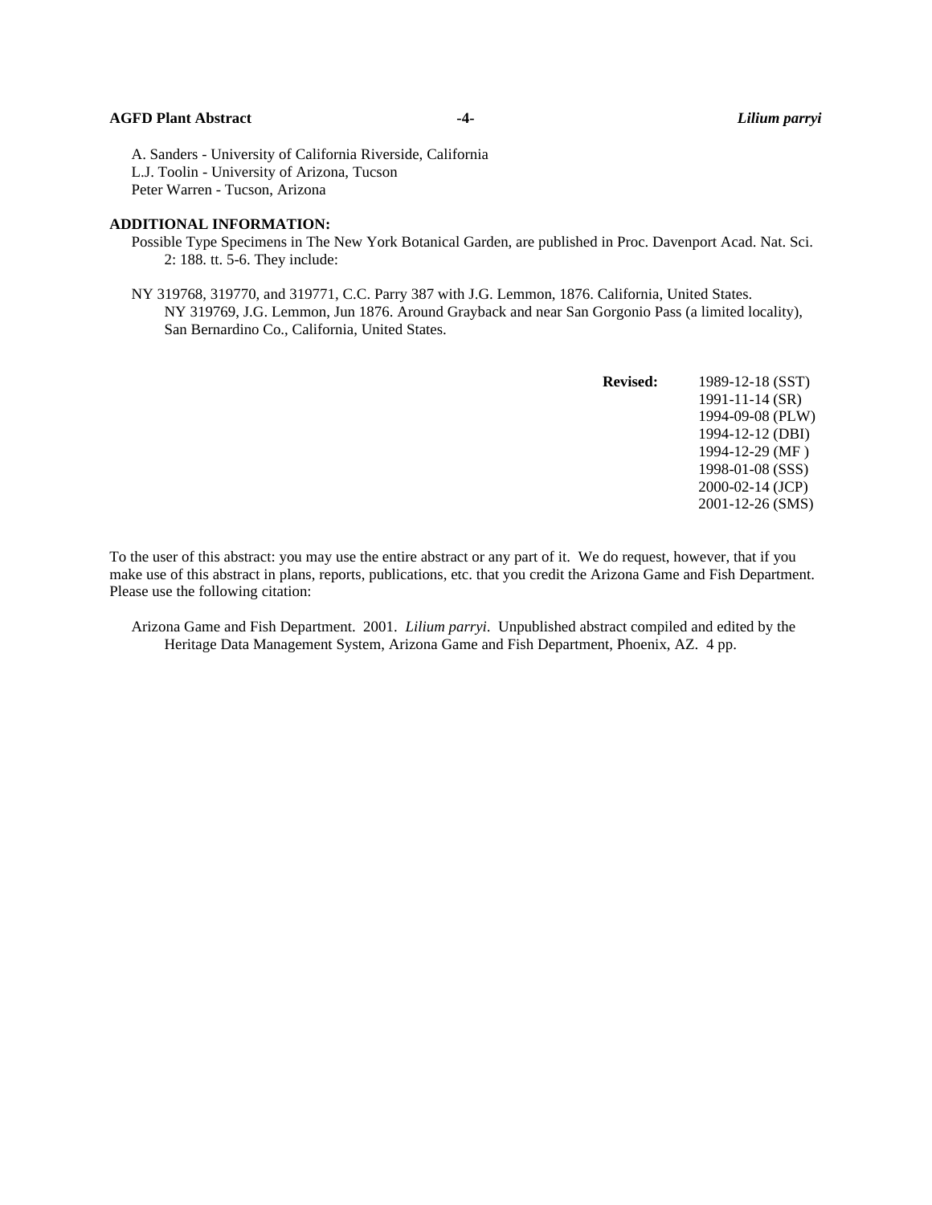A. Sanders - University of California Riverside, California
L.J. Toolin - University of Arizona, Tucson
Peter Warren - Tucson, Arizona

**ADDITIONAL INFORMATION:**

Possible Type Specimens in The New York Botanical Garden, are published in Proc. Davenport Acad. Nat. Sci. 2: 188. tt. 5-6. They include:

NY 319768, 319770, and 319771, C.C. Parry 387 with J.G. Lemmon, 1876. California, United States.
NY 319769, J.G. Lemmon, Jun 1876. Around Grayback and near San Gorgonio Pass (a limited locality), San Bernardino Co., California, United States.

**Revised:**
1989-12-18 (SST)
1991-11-14 (SR)
1994-09-08 (PLW)
1994-12-12 (DBI)
1994-12-29 (MF )
1998-01-08 (SSS)
2000-02-14 (JCP)
2001-12-26 (SMS)

To the user of this abstract: you may use the entire abstract or any part of it. We do request, however, that if you make use of this abstract in plans, reports, publications, etc. that you credit the Arizona Game and Fish Department. Please use the following citation:

Arizona Game and Fish Department. 2001. *Lilium parryi*. Unpublished abstract compiled and edited by the Heritage Data Management System, Arizona Game and Fish Department, Phoenix, AZ. 4 pp.